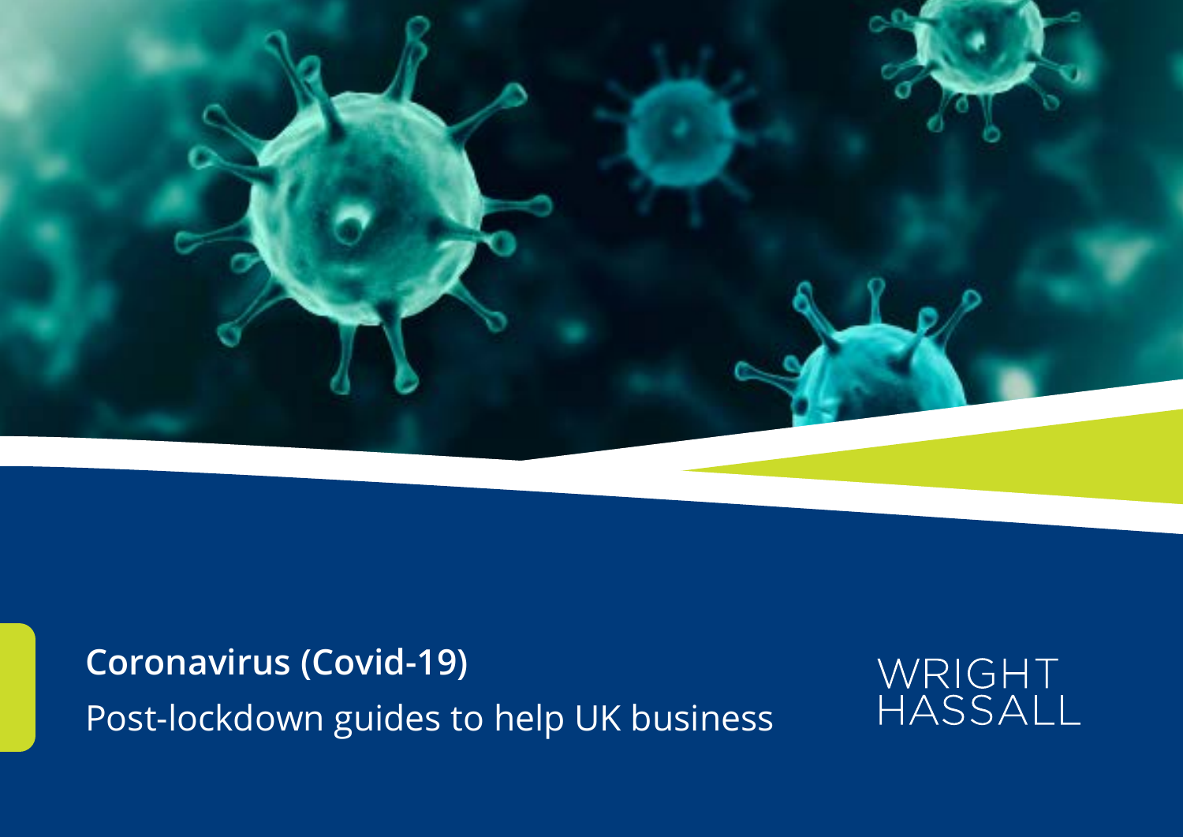# Coronavirus (Covid-19)

Post-lockdown guides to help UK business

WRIGHT HASSALL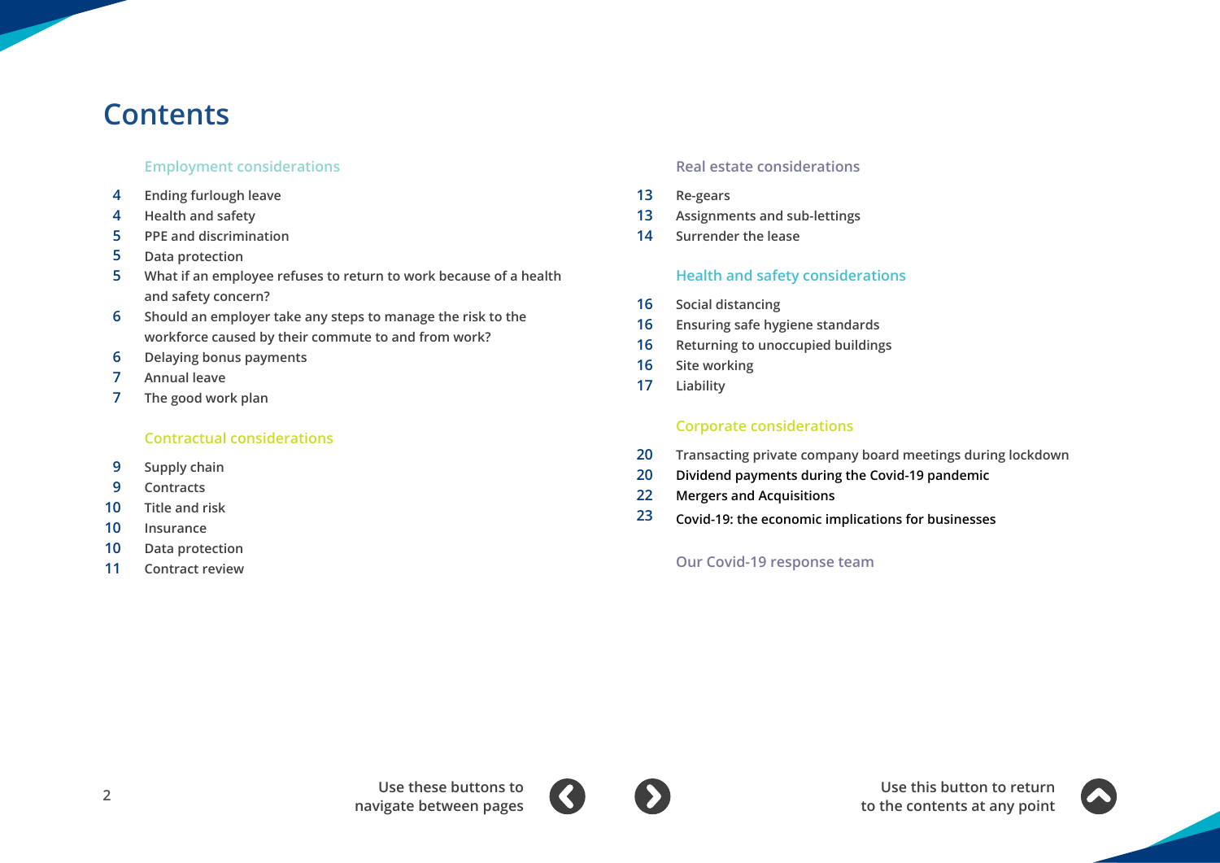# Contents

## Employment considerations

- 4 Ending furlough leave
- 4 Health and safety
- 5 PPE and discrimination
- 5 Data protection
- 5 What if an employee refuses to return to work because of a health and safety concern?
- 6 Should an employer take any steps to manage the risk to the workforce caused by their commute to and from work?
- 6 Delaying bonus payments
- 7 Annual leave
- 7 The good work plan

## Contractual considerations

- 9 Supply chain
- 9 Contracts
- 10 Title and risk
- 10 Insurance
- 10 Data protection
- 11 Contract review

## Real estate considerations

- 13 Re-gears
- 13 Assignments and sub-lettings
- 14 Surrender the lease

## Health and safety considerations

- 16 Social distancing
- 16 Ensuring safe hygiene standards
- 16 Returning to unoccupied buildings
- 16 Site working
- 17 Liability

## Corporate considerations

- 20 Transacting private company board meetings during lockdown
- 20 Dividend payments during the Covid-19 pandemic
- 22 Mergers and Acquisitions
- 23 Covid-19: the economic implications for businesses

## Our Covid-19 response team

Use these buttons to navigate between pages

Use this button to return to the contents at any point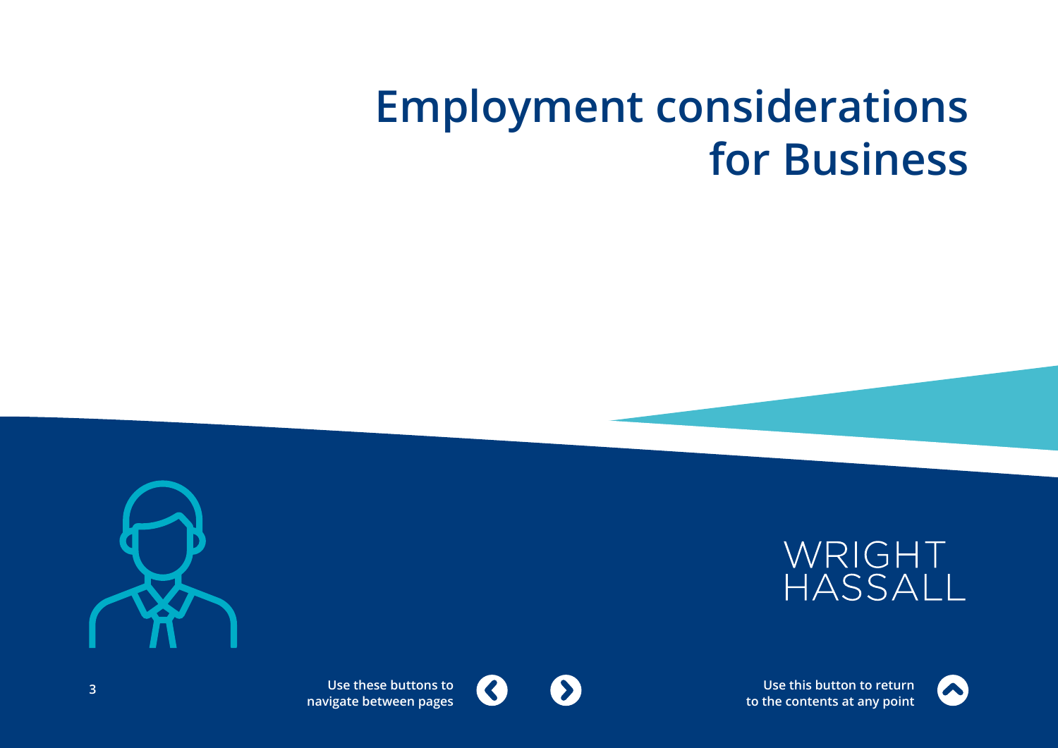# Employment considerations for Business

WRIGHT HASSALL

**Use these buttons to navigate between pages**

**Use this button to return to the contents at any point**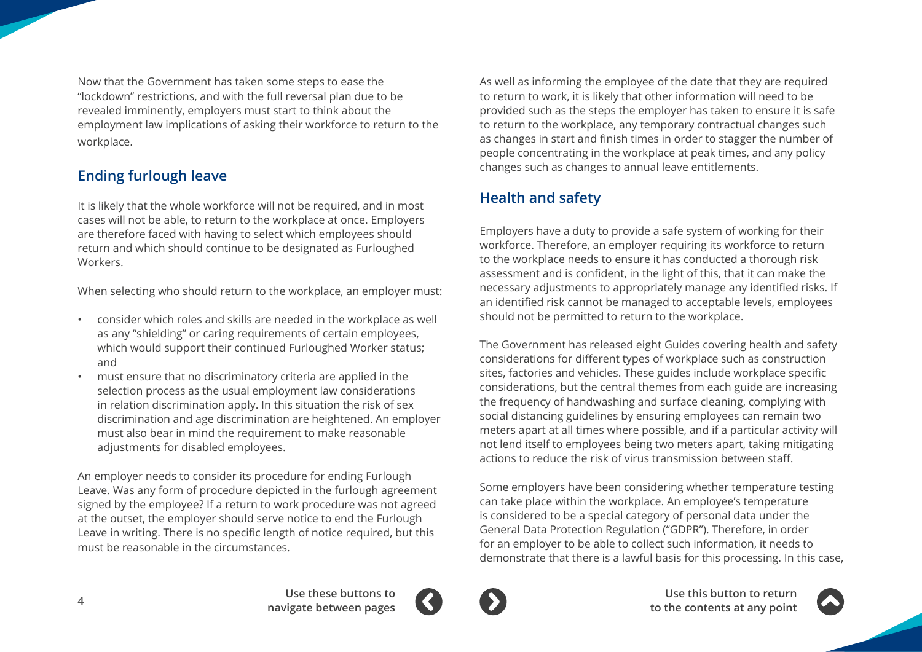Now that the Government has taken some steps to ease the "lockdown" restrictions, and with the full reversal plan due to be revealed imminently, employers must start to think about the employment law implications of asking their workforce to return to the workplace.

## Ending furlough leave

It is likely that the whole workforce will not be required, and in most cases will not be able, to return to the workplace at once. Employers are therefore faced with having to select which employees should return and which should continue to be designated as Furloughed Workers.

When selecting who should return to the workplace, an employer must:

- consider which roles and skills are needed in the workplace as well as any "shielding" or caring requirements of certain employees, which would support their continued Furloughed Worker status; and
- must ensure that no discriminatory criteria are applied in the selection process as the usual employment law considerations in relation discrimination apply. In this situation the risk of sex discrimination and age discrimination are heightened. An employer must also bear in mind the requirement to make reasonable adjustments for disabled employees.

An employer needs to consider its procedure for ending Furlough Leave. Was any form of procedure depicted in the furlough agreement signed by the employee? If a return to work procedure was not agreed at the outset, the employer should serve notice to end the Furlough Leave in writing. There is no specific length of notice required, but this must be reasonable in the circumstances.

As well as informing the employee of the date that they are required to return to work, it is likely that other information will need to be provided such as the steps the employer has taken to ensure it is safe to return to the workplace, any temporary contractual changes such as changes in start and finish times in order to stagger the number of people concentrating in the workplace at peak times, and any policy changes such as changes to annual leave entitlements.

## Health and safety

Employers have a duty to provide a safe system of working for their workforce. Therefore, an employer requiring its workforce to return to the workplace needs to ensure it has conducted a thorough risk assessment and is confident, in the light of this, that it can make the necessary adjustments to appropriately manage any identified risks. If an identified risk cannot be managed to acceptable levels, employees should not be permitted to return to the workplace.

The Government has released eight Guides covering health and safety considerations for different types of workplace such as construction sites, factories and vehicles. These guides include workplace specific considerations, but the central themes from each guide are increasing the frequency of handwashing and surface cleaning, complying with social distancing guidelines by ensuring employees can remain two meters apart at all times where possible, and if a particular activity will not lend itself to employees being two meters apart, taking mitigating actions to reduce the risk of virus transmission between staff.

Some employers have been considering whether temperature testing can take place within the workplace. An employee's temperature is considered to be a special category of personal data under the General Data Protection Regulation ("GDPR"). Therefore, in order for an employer to be able to collect such information, it needs to demonstrate that there is a lawful basis for this processing. In this case,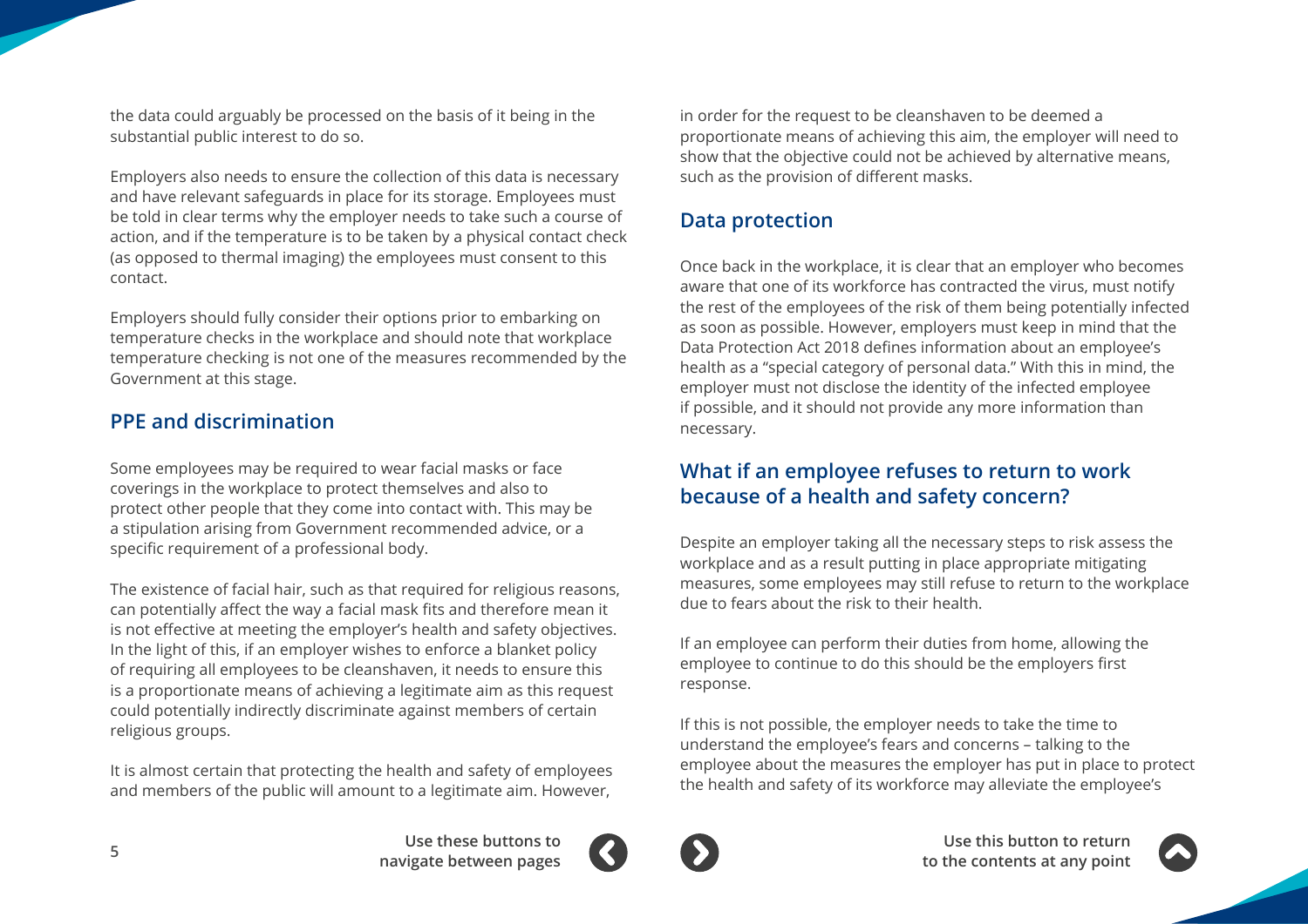the data could arguably be processed on the basis of it being in the substantial public interest to do so.

Employers also needs to ensure the collection of this data is necessary and have relevant safeguards in place for its storage. Employees must be told in clear terms why the employer needs to take such a course of action, and if the temperature is to be taken by a physical contact check (as opposed to thermal imaging) the employees must consent to this contact.

Employers should fully consider their options prior to embarking on temperature checks in the workplace and should note that workplace temperature checking is not one of the measures recommended by the Government at this stage.

## PPE and discrimination

Some employees may be required to wear facial masks or face coverings in the workplace to protect themselves and also to protect other people that they come into contact with. This may be a stipulation arising from Government recommended advice, or a specific requirement of a professional body.

The existence of facial hair, such as that required for religious reasons, can potentially affect the way a facial mask fits and therefore mean it is not effective at meeting the employer's health and safety objectives. In the light of this, if an employer wishes to enforce a blanket policy of requiring all employees to be cleanshaven, it needs to ensure this is a proportionate means of achieving a legitimate aim as this request could potentially indirectly discriminate against members of certain religious groups.

It is almost certain that protecting the health and safety of employees and members of the public will amount to a legitimate aim. However, in order for the request to be cleanshaven to be deemed a proportionate means of achieving this aim, the employer will need to show that the objective could not be achieved by alternative means, such as the provision of different masks.

## Data protection

Once back in the workplace, it is clear that an employer who becomes aware that one of its workforce has contracted the virus, must notify the rest of the employees of the risk of them being potentially infected as soon as possible. However, employers must keep in mind that the Data Protection Act 2018 defines information about an employee's health as a "special category of personal data." With this in mind, the employer must not disclose the identity of the infected employee if possible, and it should not provide any more information than necessary.

## What if an employee refuses to return to work because of a health and safety concern?

Despite an employer taking all the necessary steps to risk assess the workplace and as a result putting in place appropriate mitigating measures, some employees may still refuse to return to the workplace due to fears about the risk to their health.

If an employee can perform their duties from home, allowing the employee to continue to do this should be the employers first response.

If this is not possible, the employer needs to take the time to understand the employee's fears and concerns – talking to the employee about the measures the employer has put in place to protect the health and safety of its workforce may alleviate the employee's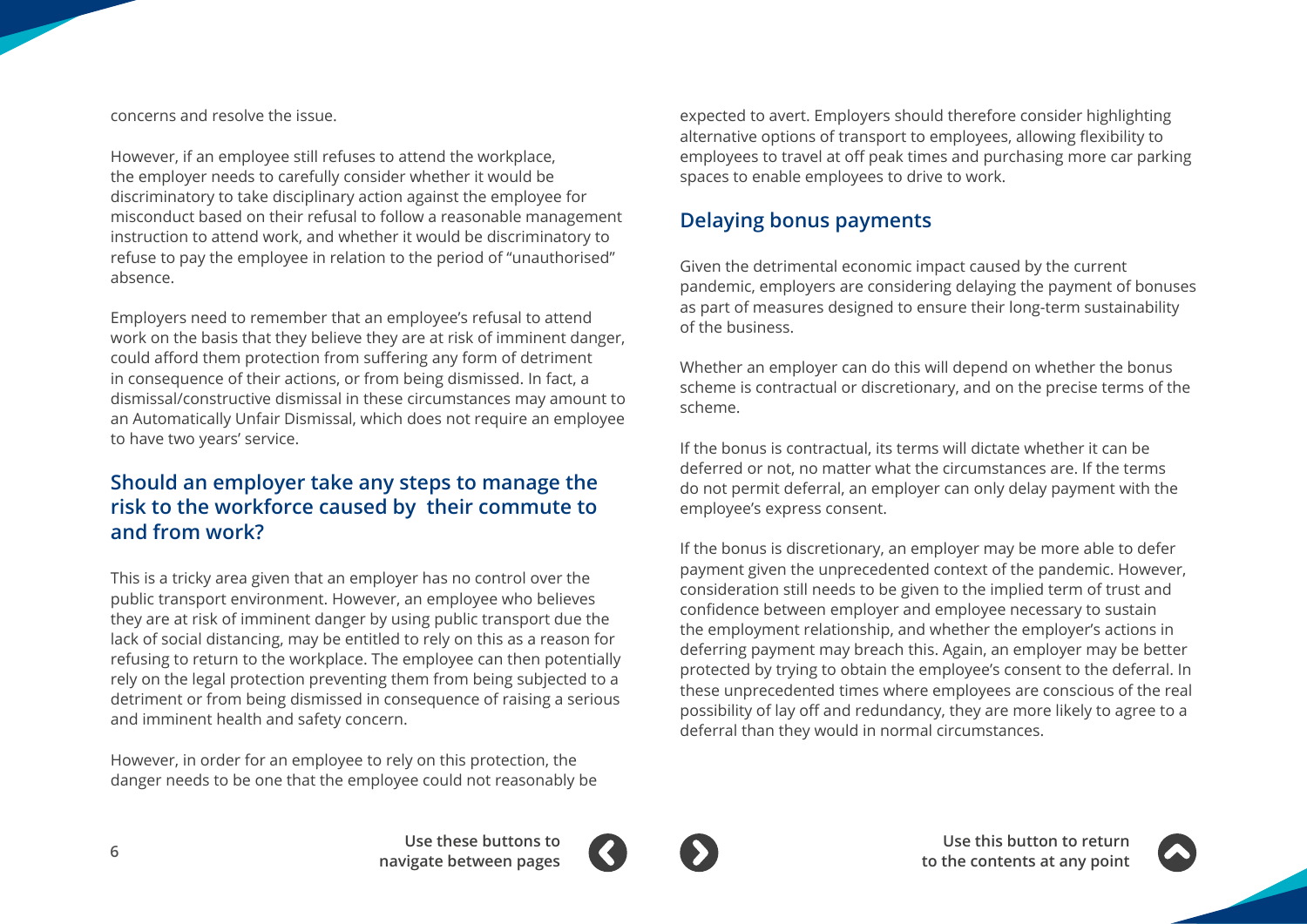concerns and resolve the issue.

However, if an employee still refuses to attend the workplace, the employer needs to carefully consider whether it would be discriminatory to take disciplinary action against the employee for misconduct based on their refusal to follow a reasonable management instruction to attend work, and whether it would be discriminatory to refuse to pay the employee in relation to the period of "unauthorised" absence.

Employers need to remember that an employee's refusal to attend work on the basis that they believe they are at risk of imminent danger, could afford them protection from suffering any form of detriment in consequence of their actions, or from being dismissed. In fact, a dismissal/constructive dismissal in these circumstances may amount to an Automatically Unfair Dismissal, which does not require an employee to have two years' service.

## Should an employer take any steps to manage the risk to the workforce caused by their commute to and from work?

This is a tricky area given that an employer has no control over the public transport environment. However, an employee who believes they are at risk of imminent danger by using public transport due the lack of social distancing, may be entitled to rely on this as a reason for refusing to return to the workplace. The employee can then potentially rely on the legal protection preventing them from being subjected to a detriment or from being dismissed in consequence of raising a serious and imminent health and safety concern.

However, in order for an employee to rely on this protection, the danger needs to be one that the employee could not reasonably be expected to avert. Employers should therefore consider highlighting alternative options of transport to employees, allowing flexibility to employees to travel at off peak times and purchasing more car parking spaces to enable employees to drive to work.

## Delaying bonus payments

Given the detrimental economic impact caused by the current pandemic, employers are considering delaying the payment of bonuses as part of measures designed to ensure their long-term sustainability of the business.

Whether an employer can do this will depend on whether the bonus scheme is contractual or discretionary, and on the precise terms of the scheme.

If the bonus is contractual, its terms will dictate whether it can be deferred or not, no matter what the circumstances are. If the terms do not permit deferral, an employer can only delay payment with the employee's express consent.

If the bonus is discretionary, an employer may be more able to defer payment given the unprecedented context of the pandemic. However, consideration still needs to be given to the implied term of trust and confidence between employer and employee necessary to sustain the employment relationship, and whether the employer's actions in deferring payment may breach this. Again, an employer may be better protected by trying to obtain the employee's consent to the deferral. In these unprecedented times where employees are conscious of the real possibility of lay off and redundancy, they are more likely to agree to a deferral than they would in normal circumstances.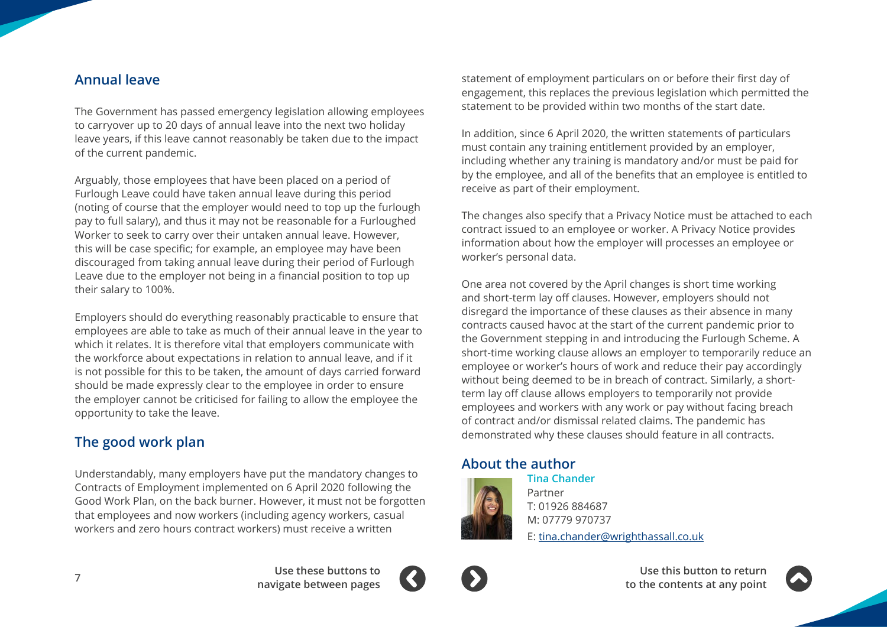## Annual leave

The Government has passed emergency legislation allowing employees to carryover up to 20 days of annual leave into the next two holiday leave years, if this leave cannot reasonably be taken due to the impact of the current pandemic.

Arguably, those employees that have been placed on a period of Furlough Leave could have taken annual leave during this period (noting of course that the employer would need to top up the furlough pay to full salary), and thus it may not be reasonable for a Furloughed Worker to seek to carry over their untaken annual leave. However, this will be case specific; for example, an employee may have been discouraged from taking annual leave during their period of Furlough Leave due to the employer not being in a financial position to top up their salary to 100%.

Employers should do everything reasonably practicable to ensure that employees are able to take as much of their annual leave in the year to which it relates. It is therefore vital that employers communicate with the workforce about expectations in relation to annual leave, and if it is not possible for this to be taken, the amount of days carried forward should be made expressly clear to the employee in order to ensure the employer cannot be criticised for failing to allow the employee the opportunity to take the leave.

## The good work plan

Understandably, many employers have put the mandatory changes to Contracts of Employment implemented on 6 April 2020 following the Good Work Plan, on the back burner. However, it must not be forgotten that employees and now workers (including agency workers, casual workers and zero hours contract workers) must receive a written statement of employment particulars on or before their first day of engagement, this replaces the previous legislation which permitted the statement to be provided within two months of the start date.

In addition, since 6 April 2020, the written statements of particulars must contain any training entitlement provided by an employer, including whether any training is mandatory and/or must be paid for by the employee, and all of the benefits that an employee is entitled to receive as part of their employment.

The changes also specify that a Privacy Notice must be attached to each contract issued to an employee or worker. A Privacy Notice provides information about how the employer will processes an employee or worker's personal data.

One area not covered by the April changes is short time working and short-term lay off clauses. However, employers should not disregard the importance of these clauses as their absence in many contracts caused havoc at the start of the current pandemic prior to the Government stepping in and introducing the Furlough Scheme. A short-time working clause allows an employer to temporarily reduce an employee or worker's hours of work and reduce their pay accordingly without being deemed to be in breach of contract. Similarly, a short-term lay off clause allows employers to temporarily not provide employees and workers with any work or pay without facing breach of contract and/or dismissal related claims. The pandemic has demonstrated why these clauses should feature in all contracts.

## About the author

**Tina Chander**
Partner
T: 01926 884687
M: 07779 970737
E: tina.chander@wrighthassall.co.uk

Use these buttons to navigate between pages

Use this button to return to the contents at any point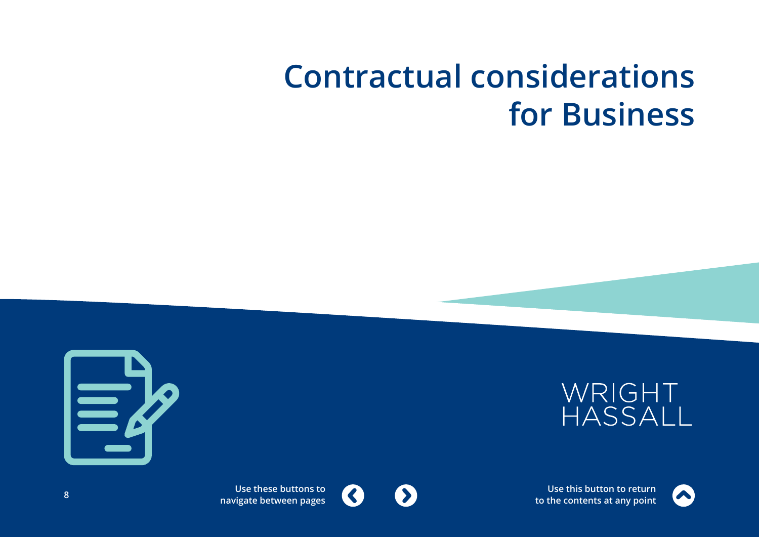# Contractual considerations for Business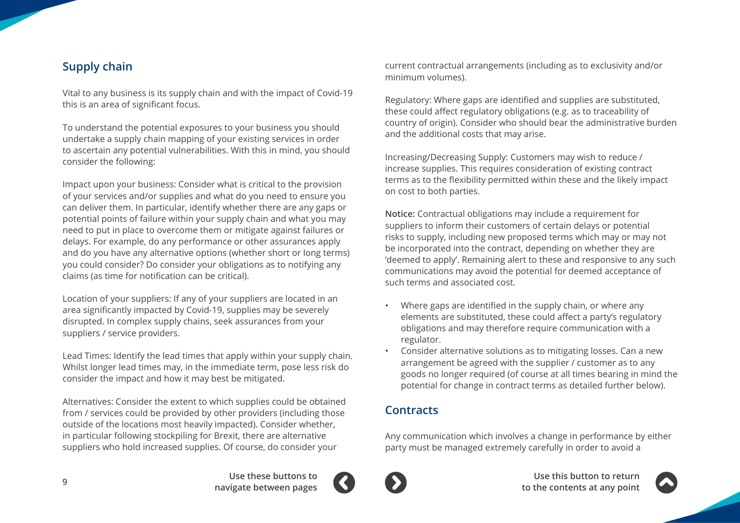## Supply chain

Vital to any business is its supply chain and with the impact of Covid-19 this is an area of significant focus.

To understand the potential exposures to your business you should undertake a supply chain mapping of your existing services in order to ascertain any potential vulnerabilities. With this in mind, you should consider the following:

Impact upon your business: Consider what is critical to the provision of your services and/or supplies and what do you need to ensure you can deliver them. In particular, identify whether there are any gaps or potential points of failure within your supply chain and what you may need to put in place to overcome them or mitigate against failures or delays. For example, do any performance or other assurances apply and do you have any alternative options (whether short or long terms) you could consider? Do consider your obligations as to notifying any claims (as time for notification can be critical).

Location of your suppliers: If any of your suppliers are located in an area significantly impacted by Covid-19, supplies may be severely disrupted. In complex supply chains, seek assurances from your suppliers / service providers.

Lead Times: Identify the lead times that apply within your supply chain. Whilst longer lead times may, in the immediate term, pose less risk do consider the impact and how it may best be mitigated.

Alternatives: Consider the extent to which supplies could be obtained from / services could be provided by other providers (including those outside of the locations most heavily impacted). Consider whether, in particular following stockpiling for Brexit, there are alternative suppliers who hold increased supplies. Of course, do consider your current contractual arrangements (including as to exclusivity and/or minimum volumes).

Regulatory: Where gaps are identified and supplies are substituted, these could affect regulatory obligations (e.g. as to traceability of country of origin). Consider who should bear the administrative burden and the additional costs that may arise.

Increasing/Decreasing Supply: Customers may wish to reduce / increase supplies. This requires consideration of existing contract terms as to the flexibility permitted within these and the likely impact on cost to both parties.

**Notice:** Contractual obligations may include a requirement for suppliers to inform their customers of certain delays or potential risks to supply, including new proposed terms which may or may not be incorporated into the contract, depending on whether they are 'deemed to apply'. Remaining alert to these and responsive to any such communications may avoid the potential for deemed acceptance of such terms and associated cost.

- Where gaps are identified in the supply chain, or where any elements are substituted, these could affect a party's regulatory obligations and may therefore require communication with a regulator.
- Consider alternative solutions as to mitigating losses. Can a new arrangement be agreed with the supplier / customer as to any goods no longer required (of course at all times bearing in mind the potential for change in contract terms as detailed further below).

## Contracts

Any communication which involves a change in performance by either party must be managed extremely carefully in order to avoid a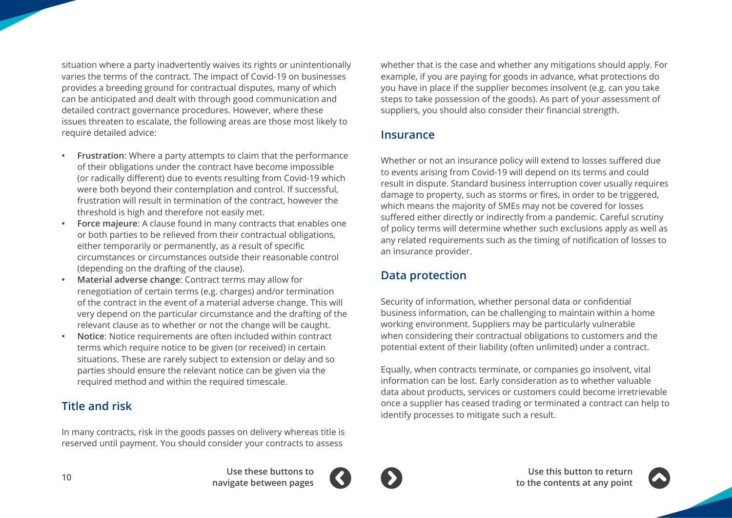situation where a party inadvertently waives its rights or unintentionally varies the terms of the contract. The impact of Covid-19 on businesses provides a breeding ground for contractual disputes, many of which can be anticipated and dealt with through good communication and detailed contract governance procedures. However, where these issues threaten to escalate, the following areas are those most likely to require detailed advice:

- **Frustration**: Where a party attempts to claim that the performance of their obligations under the contract have become impossible (or radically different) due to events resulting from Covid-19 which were both beyond their contemplation and control. If successful, frustration will result in termination of the contract, however the threshold is high and therefore not easily met.
- **Force majeure**: A clause found in many contracts that enables one or both parties to be relieved from their contractual obligations, either temporarily or permanently, as a result of specific circumstances or circumstances outside their reasonable control (depending on the drafting of the clause).
- **Material adverse change**: Contract terms may allow for renegotiation of certain terms (e.g. charges) and/or termination of the contract in the event of a material adverse change. This will very depend on the particular circumstance and the drafting of the relevant clause as to whether or not the change will be caught.
- **Notice**: Notice requirements are often included within contract terms which require notice to be given (or received) in certain situations. These are rarely subject to extension or delay and so parties should ensure the relevant notice can be given via the required method and within the required timescale.

## Title and risk

In many contracts, risk in the goods passes on delivery whereas title is reserved until payment. You should consider your contracts to assess whether that is the case and whether any mitigations should apply. For example, if you are paying for goods in advance, what protections do you have in place if the supplier becomes insolvent (e.g. can you take steps to take possession of the goods). As part of your assessment of suppliers, you should also consider their financial strength.

## Insurance

Whether or not an insurance policy will extend to losses suffered due to events arising from Covid-19 will depend on its terms and could result in dispute. Standard business interruption cover usually requires damage to property, such as storms or fires, in order to be triggered, which means the majority of SMEs may not be covered for losses suffered either directly or indirectly from a pandemic. Careful scrutiny of policy terms will determine whether such exclusions apply as well as any related requirements such as the timing of notification of losses to an insurance provider.

## Data protection

Security of information, whether personal data or confidential business information, can be challenging to maintain within a home working environment. Suppliers may be particularly vulnerable when considering their contractual obligations to customers and the potential extent of their liability (often unlimited) under a contract.

Equally, when contracts terminate, or companies go insolvent, vital information can be lost. Early consideration as to whether valuable data about products, services or customers could become irretrievable once a supplier has ceased trading or terminated a contract can help to identify processes to mitigate such a result.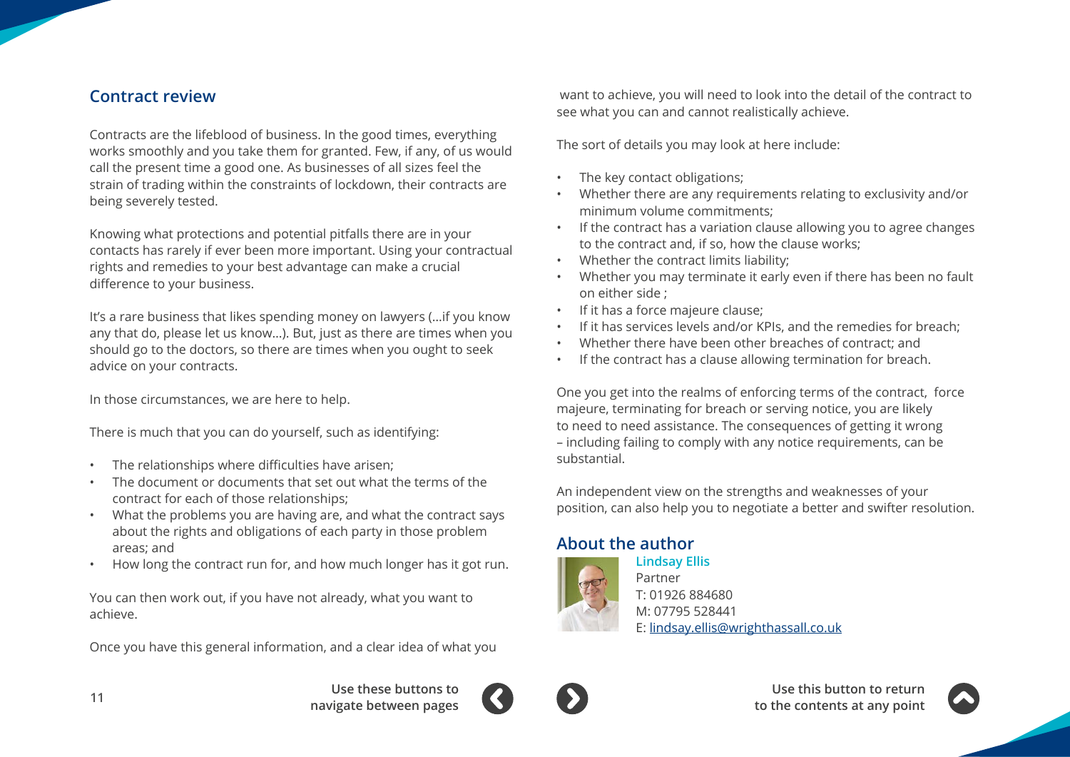## Contract review

Contracts are the lifeblood of business. In the good times, everything works smoothly and you take them for granted. Few, if any, of us would call the present time a good one. As businesses of all sizes feel the strain of trading within the constraints of lockdown, their contracts are being severely tested.

Knowing what protections and potential pitfalls there are in your contacts has rarely if ever been more important. Using your contractual rights and remedies to your best advantage can make a crucial difference to your business.

It's a rare business that likes spending money on lawyers (...if you know any that do, please let us know...). But, just as there are times when you should go to the doctors, so there are times when you ought to seek advice on your contracts.

In those circumstances, we are here to help.

There is much that you can do yourself, such as identifying:

- The relationships where difficulties have arisen;
- The document or documents that set out what the terms of the contract for each of those relationships;
- What the problems you are having are, and what the contract says about the rights and obligations of each party in those problem areas; and
- How long the contract run for, and how much longer has it got run.

You can then work out, if you have not already, what you want to achieve.

Once you have this general information, and a clear idea of what you want to achieve, you will need to look into the detail of the contract to see what you can and cannot realistically achieve.

The sort of details you may look at here include:

- The key contact obligations;
- Whether there are any requirements relating to exclusivity and/or minimum volume commitments;
- If the contract has a variation clause allowing you to agree changes to the contract and, if so, how the clause works;
- Whether the contract limits liability;
- Whether you may terminate it early even if there has been no fault on either side ;
- If it has a force majeure clause;
- If it has services levels and/or KPIs, and the remedies for breach;
- Whether there have been other breaches of contract; and
- If the contract has a clause allowing termination for breach.

One you get into the realms of enforcing terms of the contract, force majeure, terminating for breach or serving notice, you are likely to need to need assistance. The consequences of getting it wrong – including failing to comply with any notice requirements, can be substantial.

An independent view on the strengths and weaknesses of your position, can also help you to negotiate a better and swifter resolution.

## About the author

**Lindsay Ellis**
Partner
T: 01926 884680
M: 07795 528441
E: lindsay.ellis@wrighthassall.co.uk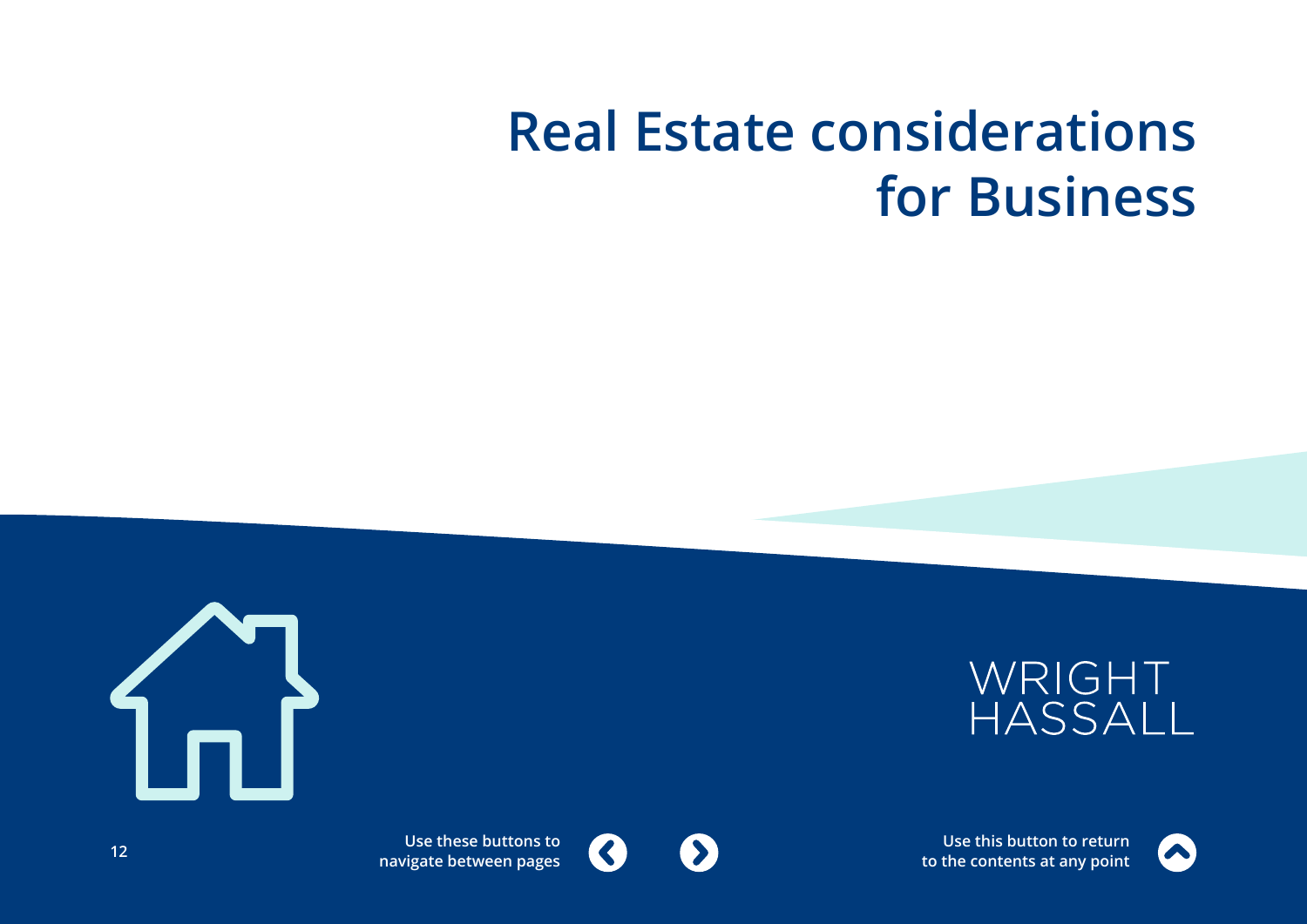# Real Estate considerations for Business

WRIGHT HASSALL

Use these buttons to navigate between pages

Use this button to return to the contents at any point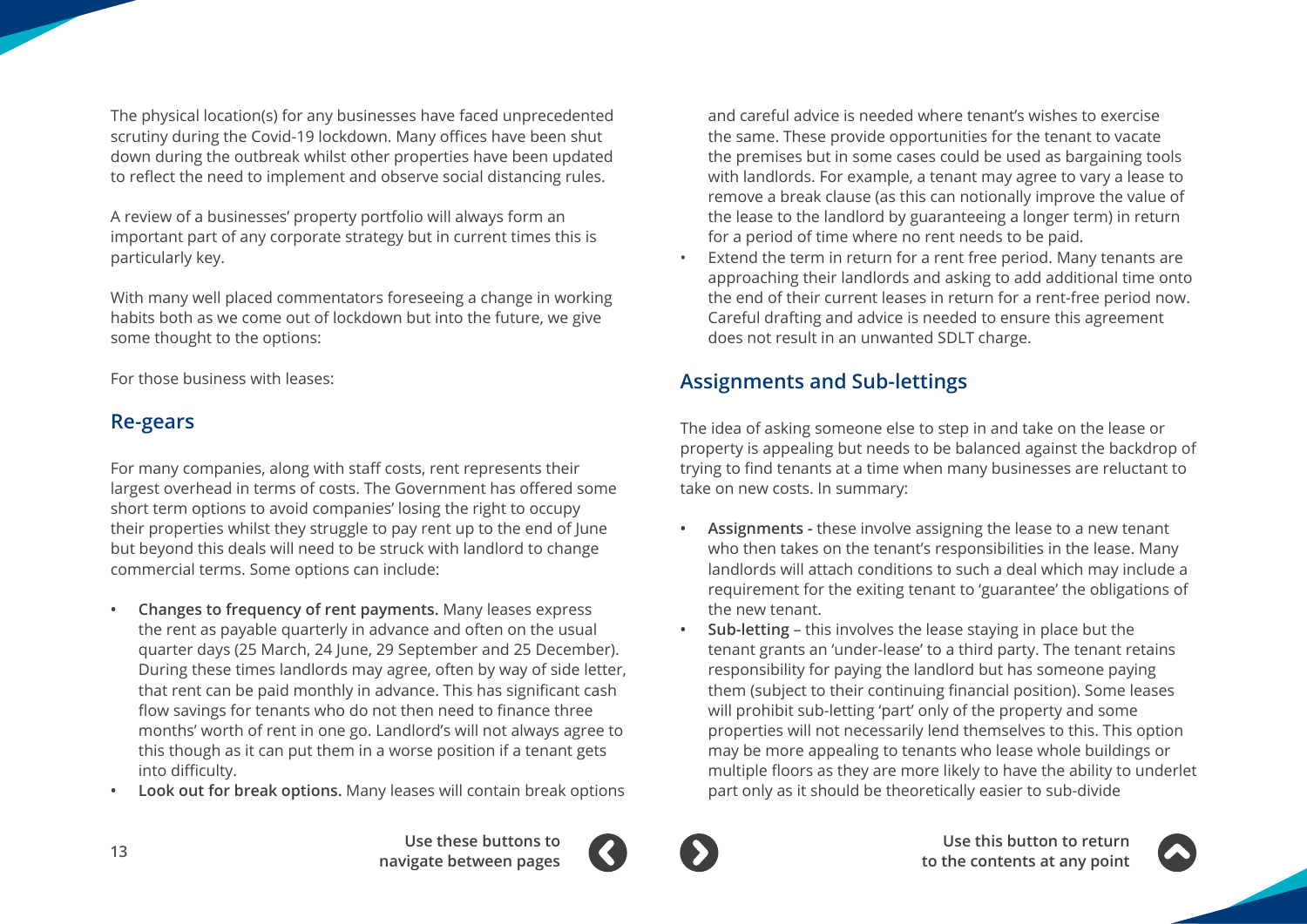The physical location(s) for any businesses have faced unprecedented scrutiny during the Covid-19 lockdown. Many offices have been shut down during the outbreak whilst other properties have been updated to reflect the need to implement and observe social distancing rules.

A review of a businesses' property portfolio will always form an important part of any corporate strategy but in current times this is particularly key.

With many well placed commentators foreseeing a change in working habits both as we come out of lockdown but into the future, we give some thought to the options:

For those business with leases:

## Re-gears

For many companies, along with staff costs, rent represents their largest overhead in terms of costs. The Government has offered some short term options to avoid companies' losing the right to occupy their properties whilst they struggle to pay rent up to the end of June but beyond this deals will need to be struck with landlord to change commercial terms. Some options can include:

- **Changes to frequency of rent payments.** Many leases express the rent as payable quarterly in advance and often on the usual quarter days (25 March, 24 June, 29 September and 25 December). During these times landlords may agree, often by way of side letter, that rent can be paid monthly in advance. This has significant cash flow savings for tenants who do not then need to finance three months' worth of rent in one go. Landlord's will not always agree to this though as it can put them in a worse position if a tenant gets into difficulty.
- **Look out for break options.** Many leases will contain break options and careful advice is needed where tenant's wishes to exercise the same. These provide opportunities for the tenant to vacate the premises but in some cases could be used as bargaining tools with landlords. For example, a tenant may agree to vary a lease to remove a break clause (as this can notionally improve the value of the lease to the landlord by guaranteeing a longer term) in return for a period of time where no rent needs to be paid.
- Extend the term in return for a rent free period. Many tenants are approaching their landlords and asking to add additional time onto the end of their current leases in return for a rent-free period now. Careful drafting and advice is needed to ensure this agreement does not result in an unwanted SDLT charge.

## Assignments and Sub-lettings

The idea of asking someone else to step in and take on the lease or property is appealing but needs to be balanced against the backdrop of trying to find tenants at a time when many businesses are reluctant to take on new costs. In summary:

- **Assignments -** these involve assigning the lease to a new tenant who then takes on the tenant's responsibilities in the lease. Many landlords will attach conditions to such a deal which may include a requirement for the exiting tenant to 'guarantee' the obligations of the new tenant.
- **Sub-letting** – this involves the lease staying in place but the tenant grants an 'under-lease' to a third party. The tenant retains responsibility for paying the landlord but has someone paying them (subject to their continuing financial position). Some leases will prohibit sub-letting 'part' only of the property and some properties will not necessarily lend themselves to this. This option may be more appealing to tenants who lease whole buildings or multiple floors as they are more likely to have the ability to underlet part only as it should be theoretically easier to sub-divide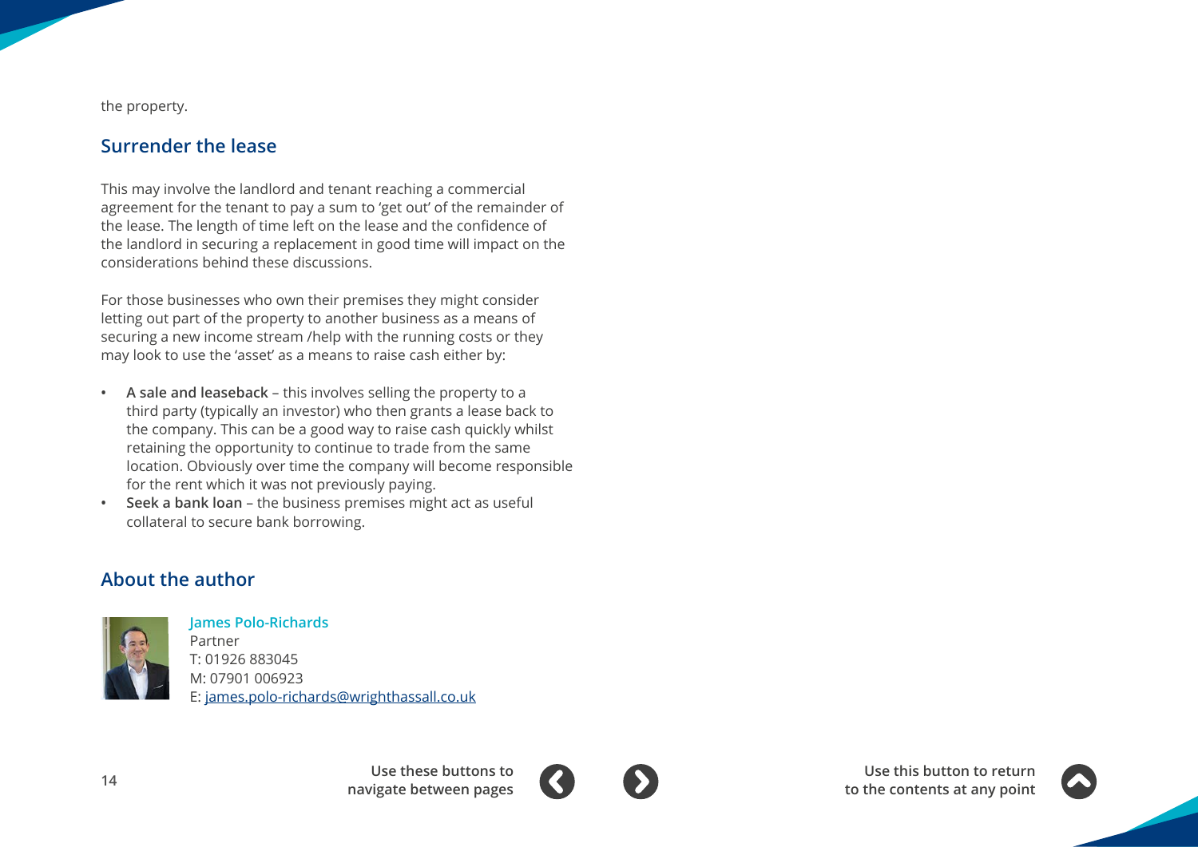the property.

## Surrender the lease

This may involve the landlord and tenant reaching a commercial agreement for the tenant to pay a sum to 'get out' of the remainder of the lease. The length of time left on the lease and the confidence of the landlord in securing a replacement in good time will impact on the considerations behind these discussions.

For those businesses who own their premises they might consider letting out part of the property to another business as a means of securing a new income stream /help with the running costs or they may look to use the 'asset' as a means to raise cash either by:

- **A sale and leaseback** – this involves selling the property to a third party (typically an investor) who then grants a lease back to the company. This can be a good way to raise cash quickly whilst retaining the opportunity to continue to trade from the same location. Obviously over time the company will become responsible for the rent which it was not previously paying.
- **Seek a bank loan** – the business premises might act as useful collateral to secure bank borrowing.

## About the author

**James Polo-Richards**
Partner
T: 01926 883045
M: 07901 006923
E: [james.polo-richards@wrighthassall.co.uk](mailto:james.polo-richards@wrighthassall.co.uk)

Use these buttons to navigate between pages

Use this button to return to the contents at any point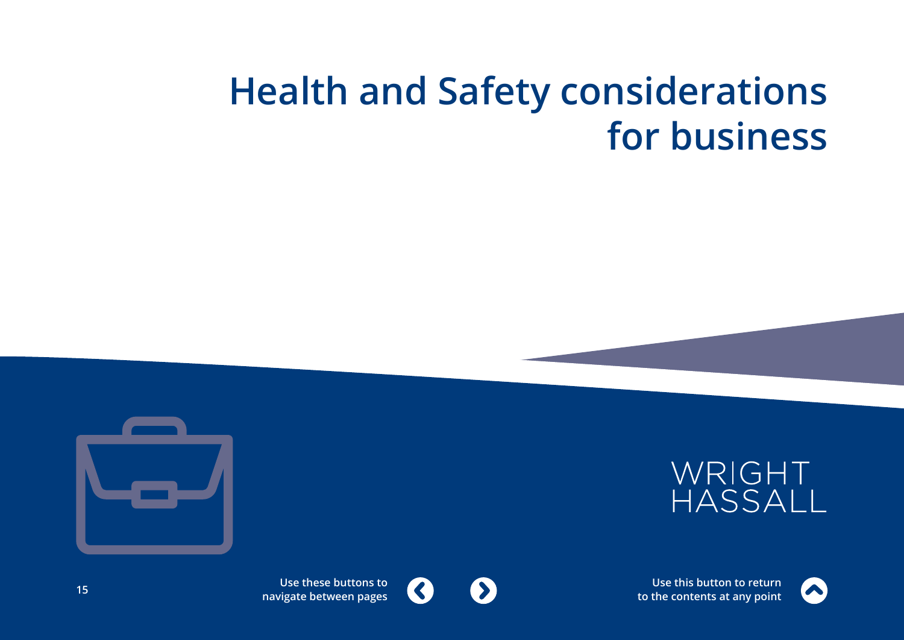# Health and Safety considerations for business

WRIGHT HASSALL

Use these buttons to navigate between pages

Use this button to return to the contents at any point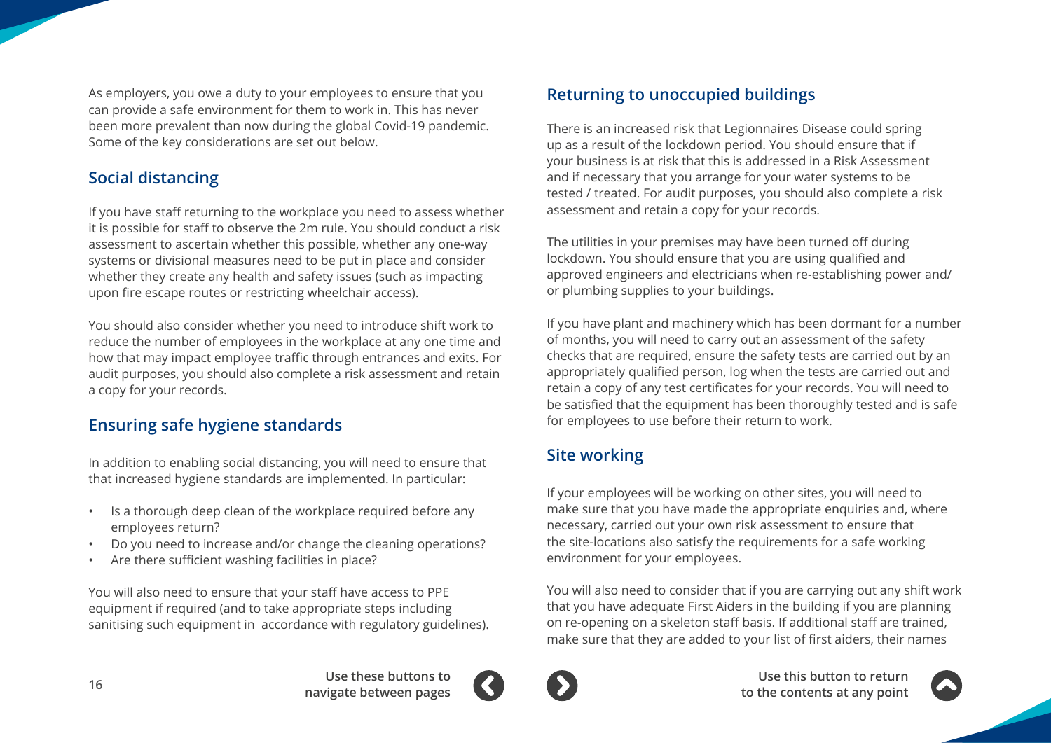As employers, you owe a duty to your employees to ensure that you can provide a safe environment for them to work in. This has never been more prevalent than now during the global Covid-19 pandemic. Some of the key considerations are set out below.

## Social distancing

If you have staff returning to the workplace you need to assess whether it is possible for staff to observe the 2m rule. You should conduct a risk assessment to ascertain whether this possible, whether any one-way systems or divisional measures need to be put in place and consider whether they create any health and safety issues (such as impacting upon fire escape routes or restricting wheelchair access).

You should also consider whether you need to introduce shift work to reduce the number of employees in the workplace at any one time and how that may impact employee traffic through entrances and exits. For audit purposes, you should also complete a risk assessment and retain a copy for your records.

## Ensuring safe hygiene standards

In addition to enabling social distancing, you will need to ensure that that increased hygiene standards are implemented. In particular:

- Is a thorough deep clean of the workplace required before any employees return?
- Do you need to increase and/or change the cleaning operations?
- Are there sufficient washing facilities in place?

You will also need to ensure that your staff have access to PPE equipment if required (and to take appropriate steps including sanitising such equipment in accordance with regulatory guidelines).

## Returning to unoccupied buildings

There is an increased risk that Legionnaires Disease could spring up as a result of the lockdown period. You should ensure that if your business is at risk that this is addressed in a Risk Assessment and if necessary that you arrange for your water systems to be tested / treated. For audit purposes, you should also complete a risk assessment and retain a copy for your records.

The utilities in your premises may have been turned off during lockdown. You should ensure that you are using qualified and approved engineers and electricians when re-establishing power and/ or plumbing supplies to your buildings.

If you have plant and machinery which has been dormant for a number of months, you will need to carry out an assessment of the safety checks that are required, ensure the safety tests are carried out by an appropriately qualified person, log when the tests are carried out and retain a copy of any test certificates for your records. You will need to be satisfied that the equipment has been thoroughly tested and is safe for employees to use before their return to work.

## Site working

If your employees will be working on other sites, you will need to make sure that you have made the appropriate enquiries and, where necessary, carried out your own risk assessment to ensure that the site-locations also satisfy the requirements for a safe working environment for your employees.

You will also need to consider that if you are carrying out any shift work that you have adequate First Aiders in the building if you are planning on re-opening on a skeleton staff basis. If additional staff are trained, make sure that they are added to your list of first aiders, their names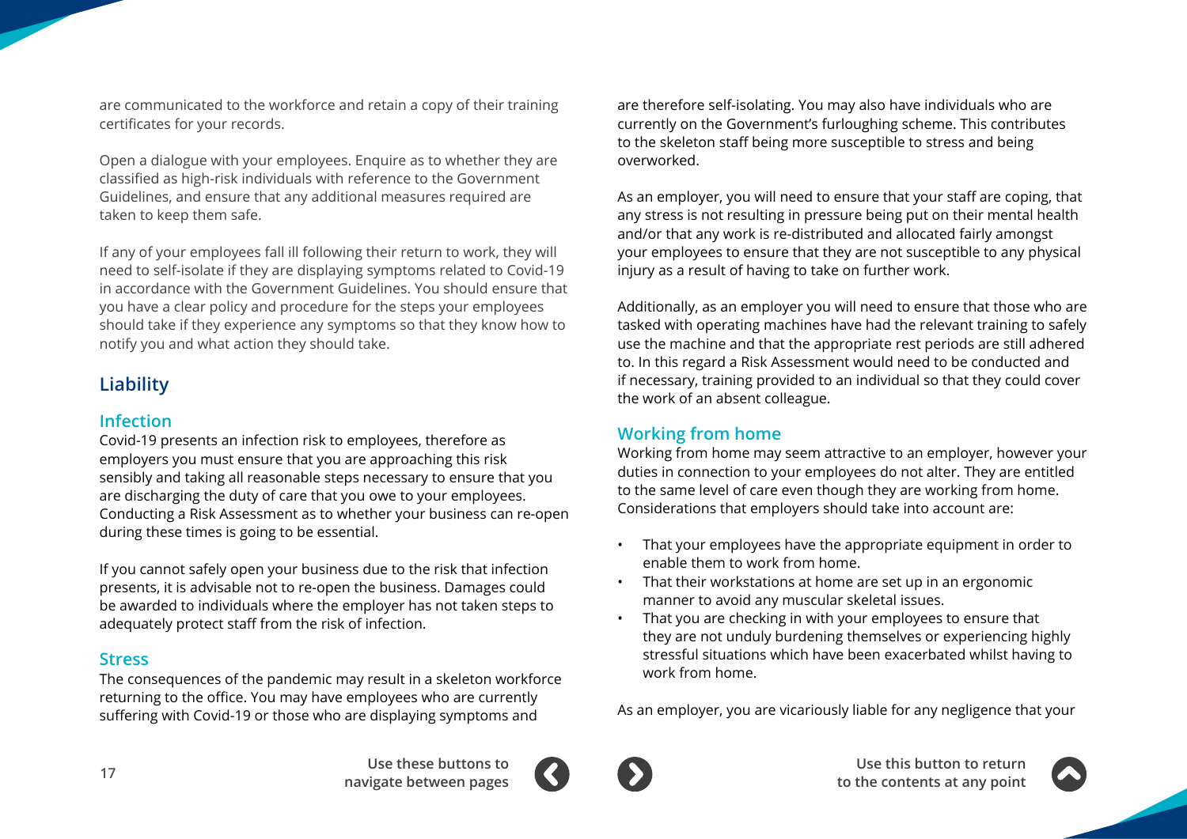are communicated to the workforce and retain a copy of their training certificates for your records.

Open a dialogue with your employees. Enquire as to whether they are classified as high-risk individuals with reference to the Government Guidelines, and ensure that any additional measures required are taken to keep them safe.

If any of your employees fall ill following their return to work, they will need to self-isolate if they are displaying symptoms related to Covid-19 in accordance with the Government Guidelines. You should ensure that you have a clear policy and procedure for the steps your employees should take if they experience any symptoms so that they know how to notify you and what action they should take.

## Liability

### Infection

Covid-19 presents an infection risk to employees, therefore as employers you must ensure that you are approaching this risk sensibly and taking all reasonable steps necessary to ensure that you are discharging the duty of care that you owe to your employees. Conducting a Risk Assessment as to whether your business can re-open during these times is going to be essential.

If you cannot safely open your business due to the risk that infection presents, it is advisable not to re-open the business. Damages could be awarded to individuals where the employer has not taken steps to adequately protect staff from the risk of infection.

### Stress

The consequences of the pandemic may result in a skeleton workforce returning to the office. You may have employees who are currently suffering with Covid-19 or those who are displaying symptoms and are therefore self-isolating. You may also have individuals who are currently on the Government's furloughing scheme. This contributes to the skeleton staff being more susceptible to stress and being overworked.

As an employer, you will need to ensure that your staff are coping, that any stress is not resulting in pressure being put on their mental health and/or that any work is re-distributed and allocated fairly amongst your employees to ensure that they are not susceptible to any physical injury as a result of having to take on further work.

Additionally, as an employer you will need to ensure that those who are tasked with operating machines have had the relevant training to safely use the machine and that the appropriate rest periods are still adhered to. In this regard a Risk Assessment would need to be conducted and if necessary, training provided to an individual so that they could cover the work of an absent colleague.

### Working from home

Working from home may seem attractive to an employer, however your duties in connection to your employees do not alter. They are entitled to the same level of care even though they are working from home. Considerations that employers should take into account are:

- That your employees have the appropriate equipment in order to enable them to work from home.
- That their workstations at home are set up in an ergonomic manner to avoid any muscular skeletal issues.
- That you are checking in with your employees to ensure that they are not unduly burdening themselves or experiencing highly stressful situations which have been exacerbated whilst having to work from home.

As an employer, you are vicariously liable for any negligence that your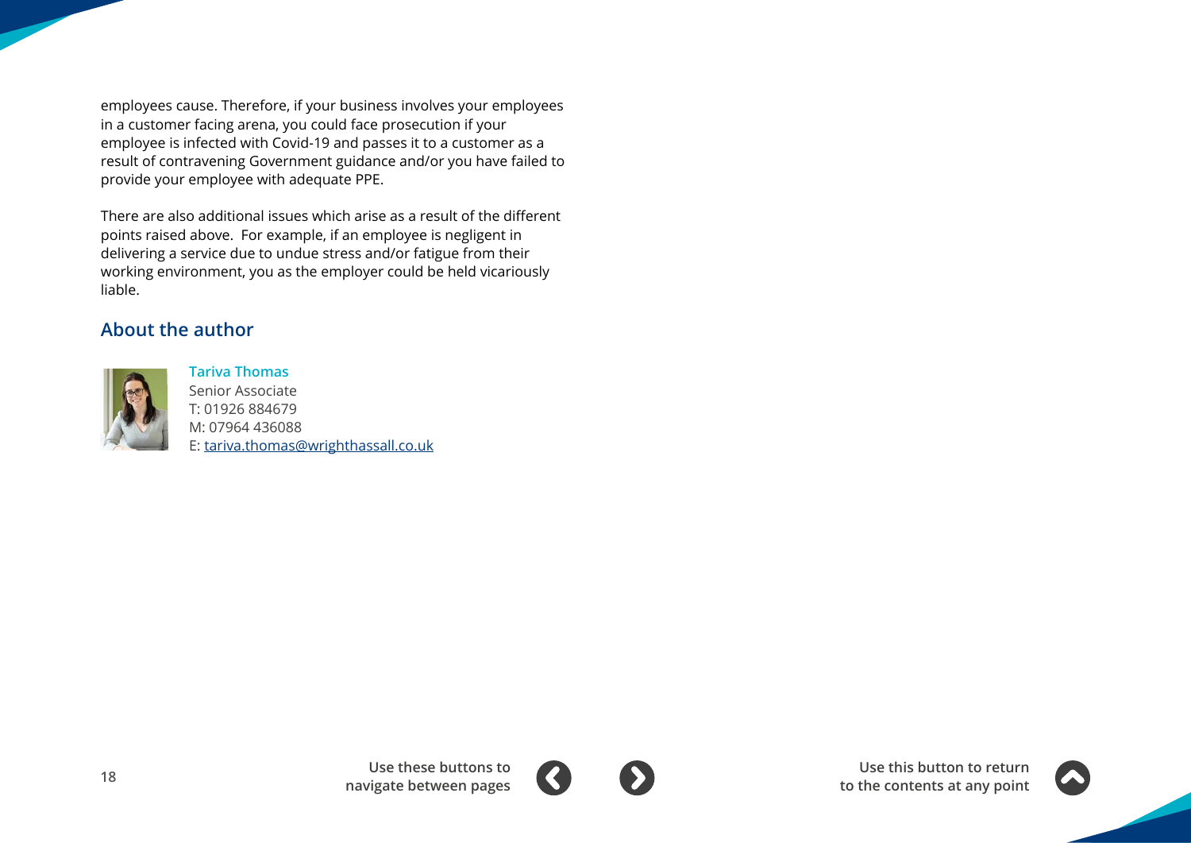employees cause. Therefore, if your business involves your employees in a customer facing arena, you could face prosecution if your employee is infected with Covid-19 and passes it to a customer as a result of contravening Government guidance and/or you have failed to provide your employee with adequate PPE.

There are also additional issues which arise as a result of the different points raised above.  For example, if an employee is negligent in delivering a service due to undue stress and/or fatigue from their working environment, you as the employer could be held vicariously liable.

## About the author

**Tariva Thomas**
Senior Associate
T: 01926 884679
M: 07964 436088
E: [tariva.thomas@wrighthassall.co.uk](mailto:tariva.thomas@wrighthassall.co.uk)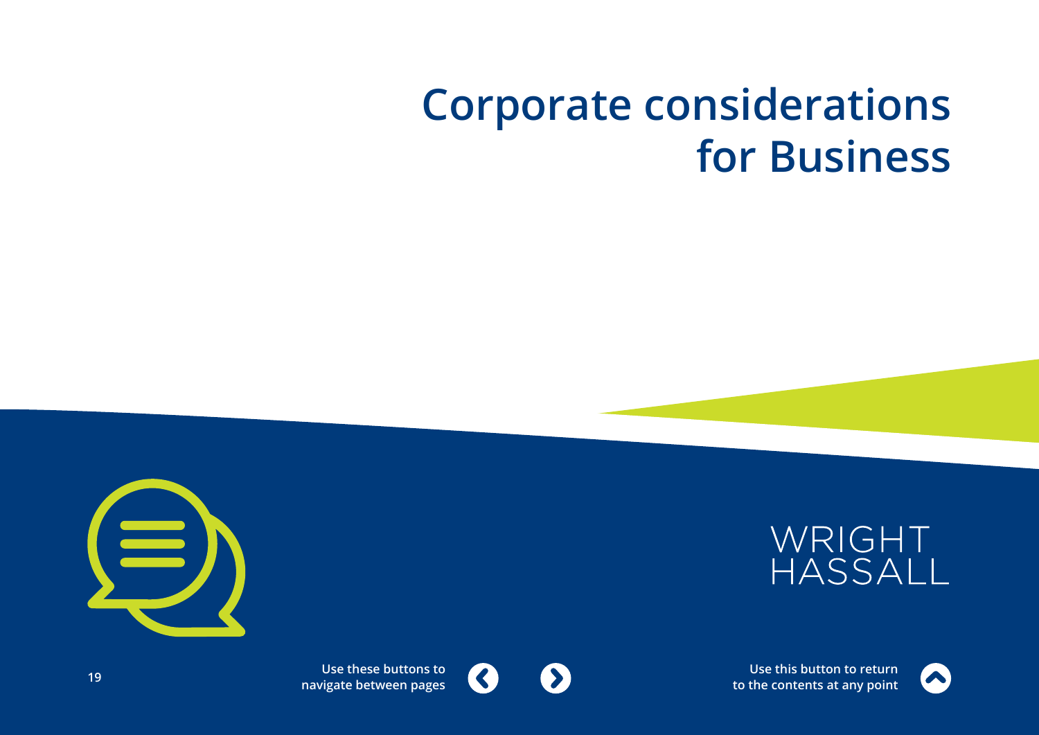# Corporate considerations for Business

WRIGHT HASSALL

Use these buttons to navigate between pages

Use this button to return to the contents at any point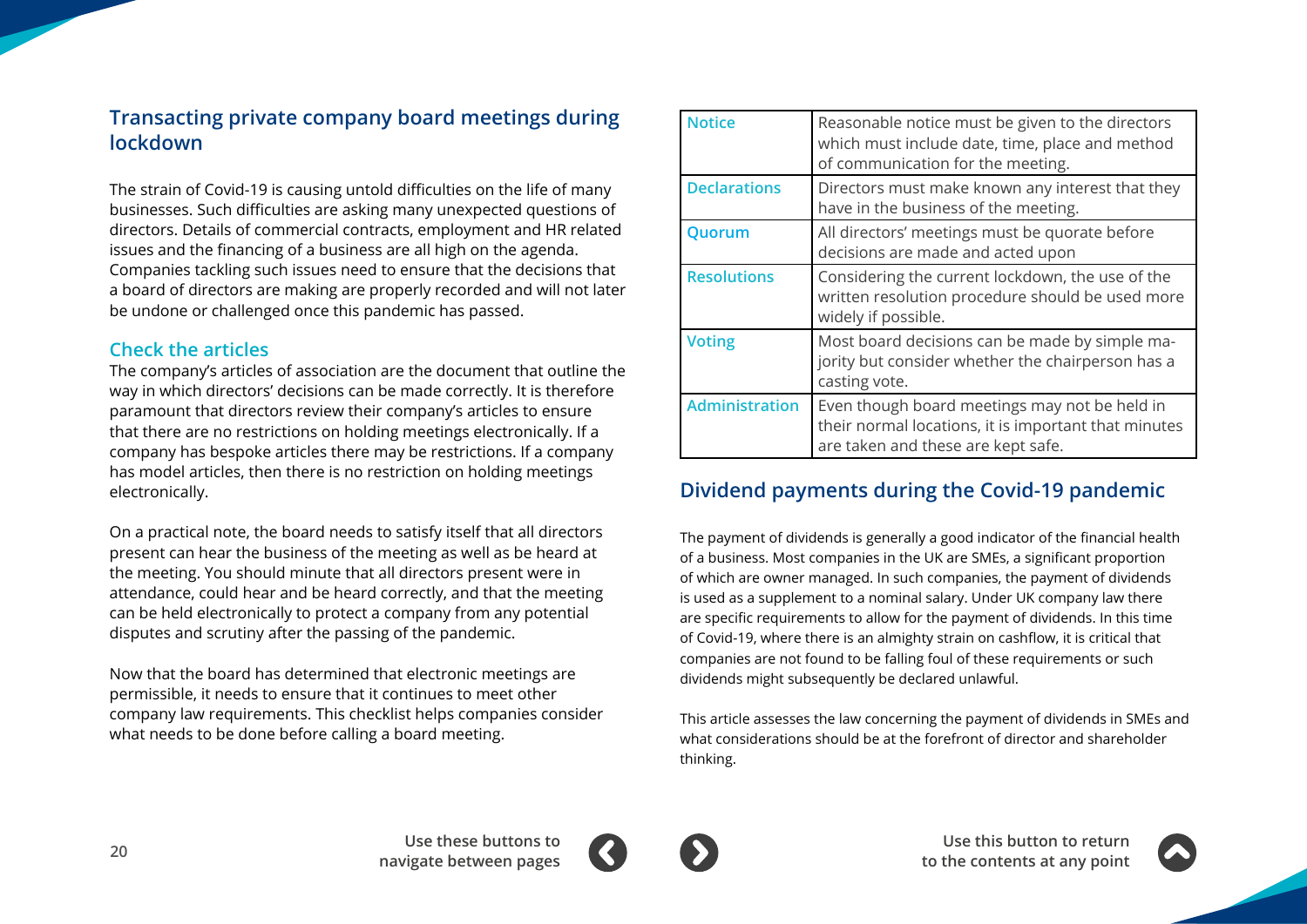## Transacting private company board meetings during lockdown

The strain of Covid-19 is causing untold difficulties on the life of many businesses. Such difficulties are asking many unexpected questions of directors. Details of commercial contracts, employment and HR related issues and the financing of a business are all high on the agenda. Companies tackling such issues need to ensure that the decisions that a board of directors are making are properly recorded and will not later be undone or challenged once this pandemic has passed.

### Check the articles

The company's articles of association are the document that outline the way in which directors' decisions can be made correctly. It is therefore paramount that directors review their company's articles to ensure that there are no restrictions on holding meetings electronically. If a company has bespoke articles there may be restrictions. If a company has model articles, then there is no restriction on holding meetings electronically.

On a practical note, the board needs to satisfy itself that all directors present can hear the business of the meeting as well as be heard at the meeting. You should minute that all directors present were in attendance, could hear and be heard correctly, and that the meeting can be held electronically to protect a company from any potential disputes and scrutiny after the passing of the pandemic.

Now that the board has determined that electronic meetings are permissible, it needs to ensure that it continues to meet other company law requirements. This checklist helps companies consider what needs to be done before calling a board meeting.

| | |
|---|---|
| **Notice** | Reasonable notice must be given to the directors which must include date, time, place and method of communication for the meeting. |
| **Declarations** | Directors must make known any interest that they have in the business of the meeting. |
| **Quorum** | All directors' meetings must be quorate before decisions are made and acted upon |
| **Resolutions** | Considering the current lockdown, the use of the written resolution procedure should be used more widely if possible. |
| **Voting** | Most board decisions can be made by simple majority but consider whether the chairperson has a casting vote. |
| **Administration** | Even though board meetings may not be held in their normal locations, it is important that minutes are taken and these are kept safe. |

## Dividend payments during the Covid-19 pandemic

The payment of dividends is generally a good indicator of the financial health of a business. Most companies in the UK are SMEs, a significant proportion of which are owner managed. In such companies, the payment of dividends is used as a supplement to a nominal salary. Under UK company law there are specific requirements to allow for the payment of dividends. In this time of Covid-19, where there is an almighty strain on cashflow, it is critical that companies are not found to be falling foul of these requirements or such dividends might subsequently be declared unlawful.

This article assesses the law concerning the payment of dividends in SMEs and what considerations should be at the forefront of director and shareholder thinking.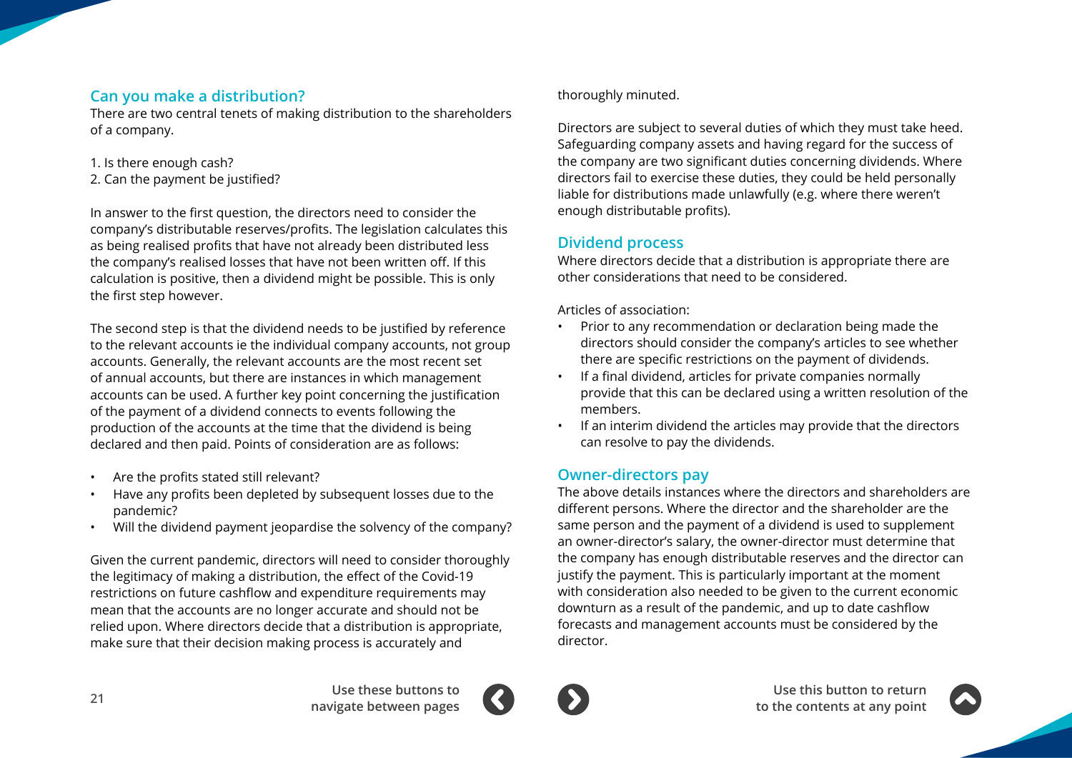## Can you make a distribution?

There are two central tenets of making distribution to the shareholders of a company.

1. Is there enough cash?
2. Can the payment be justified?

In answer to the first question, the directors need to consider the company's distributable reserves/profits. The legislation calculates this as being realised profits that have not already been distributed less the company's realised losses that have not been written off. If this calculation is positive, then a dividend might be possible. This is only the first step however.

The second step is that the dividend needs to be justified by reference to the relevant accounts ie the individual company accounts, not group accounts. Generally, the relevant accounts are the most recent set of annual accounts, but there are instances in which management accounts can be used. A further key point concerning the justification of the payment of a dividend connects to events following the production of the accounts at the time that the dividend is being declared and then paid. Points of consideration are as follows:

- Are the profits stated still relevant?
- Have any profits been depleted by subsequent losses due to the pandemic?
- Will the dividend payment jeopardise the solvency of the company?

Given the current pandemic, directors will need to consider thoroughly the legitimacy of making a distribution, the effect of the Covid-19 restrictions on future cashflow and expenditure requirements may mean that the accounts are no longer accurate and should not be relied upon. Where directors decide that a distribution is appropriate, make sure that their decision making process is accurately and thoroughly minuted.

Directors are subject to several duties of which they must take heed. Safeguarding company assets and having regard for the success of the company are two significant duties concerning dividends. Where directors fail to exercise these duties, they could be held personally liable for distributions made unlawfully (e.g. where there weren't enough distributable profits).

## Dividend process

Where directors decide that a distribution is appropriate there are other considerations that need to be considered.

Articles of association:

- Prior to any recommendation or declaration being made the directors should consider the company's articles to see whether there are specific restrictions on the payment of dividends.
- If a final dividend, articles for private companies normally provide that this can be declared using a written resolution of the members.
- If an interim dividend the articles may provide that the directors can resolve to pay the dividends.

## Owner-directors pay

The above details instances where the directors and shareholders are different persons. Where the director and the shareholder are the same person and the payment of a dividend is used to supplement an owner-director's salary, the owner-director must determine that the company has enough distributable reserves and the director can justify the payment. This is particularly important at the moment with consideration also needed to be given to the current economic downturn as a result of the pandemic, and up to date cashflow forecasts and management accounts must be considered by the director.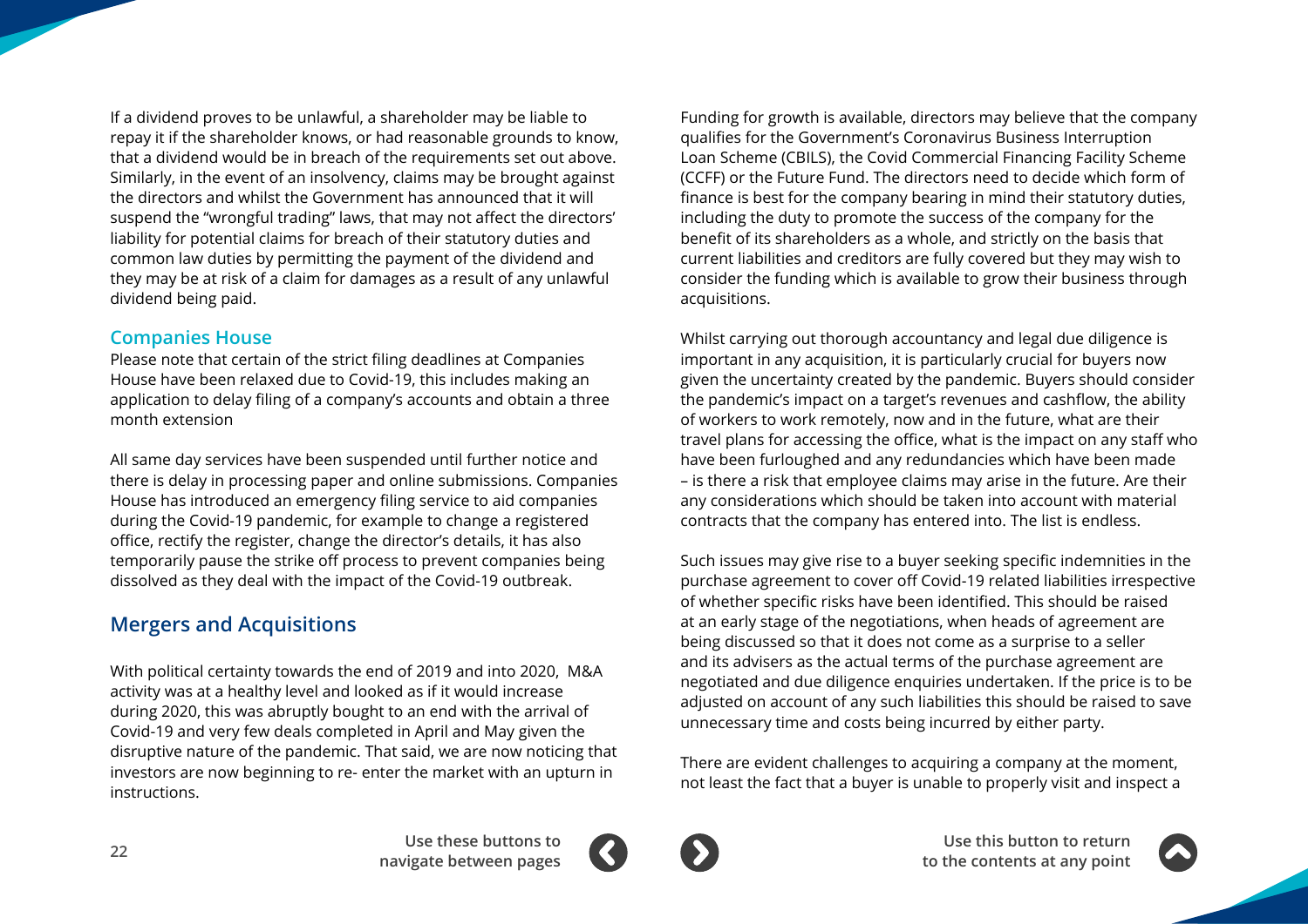If a dividend proves to be unlawful, a shareholder may be liable to repay it if the shareholder knows, or had reasonable grounds to know, that a dividend would be in breach of the requirements set out above. Similarly, in the event of an insolvency, claims may be brought against the directors and whilst the Government has announced that it will suspend the "wrongful trading" laws, that may not affect the directors' liability for potential claims for breach of their statutory duties and common law duties by permitting the payment of the dividend and they may be at risk of a claim for damages as a result of any unlawful dividend being paid.

### Companies House

Please note that certain of the strict filing deadlines at Companies House have been relaxed due to Covid-19, this includes making an application to delay filing of a company's accounts and obtain a three month extension

All same day services have been suspended until further notice and there is delay in processing paper and online submissions. Companies House has introduced an emergency filing service to aid companies during the Covid-19 pandemic, for example to change a registered office, rectify the register, change the director's details, it has also temporarily pause the strike off process to prevent companies being dissolved as they deal with the impact of the Covid-19 outbreak.

## Mergers and Acquisitions

With political certainty towards the end of 2019 and into 2020, M&A activity was at a healthy level and looked as if it would increase during 2020, this was abruptly bought to an end with the arrival of Covid-19 and very few deals completed in April and May given the disruptive nature of the pandemic. That said, we are now noticing that investors are now beginning to re- enter the market with an upturn in instructions.

Funding for growth is available, directors may believe that the company qualifies for the Government's Coronavirus Business Interruption Loan Scheme (CBILS), the Covid Commercial Financing Facility Scheme (CCFF) or the Future Fund. The directors need to decide which form of finance is best for the company bearing in mind their statutory duties, including the duty to promote the success of the company for the benefit of its shareholders as a whole, and strictly on the basis that current liabilities and creditors are fully covered but they may wish to consider the funding which is available to grow their business through acquisitions.

Whilst carrying out thorough accountancy and legal due diligence is important in any acquisition, it is particularly crucial for buyers now given the uncertainty created by the pandemic. Buyers should consider the pandemic's impact on a target's revenues and cashflow, the ability of workers to work remotely, now and in the future, what are their travel plans for accessing the office, what is the impact on any staff who have been furloughed and any redundancies which have been made – is there a risk that employee claims may arise in the future. Are their any considerations which should be taken into account with material contracts that the company has entered into. The list is endless.

Such issues may give rise to a buyer seeking specific indemnities in the purchase agreement to cover off Covid-19 related liabilities irrespective of whether specific risks have been identified. This should be raised at an early stage of the negotiations, when heads of agreement are being discussed so that it does not come as a surprise to a seller and its advisers as the actual terms of the purchase agreement are negotiated and due diligence enquiries undertaken. If the price is to be adjusted on account of any such liabilities this should be raised to save unnecessary time and costs being incurred by either party.

There are evident challenges to acquiring a company at the moment, not least the fact that a buyer is unable to properly visit and inspect a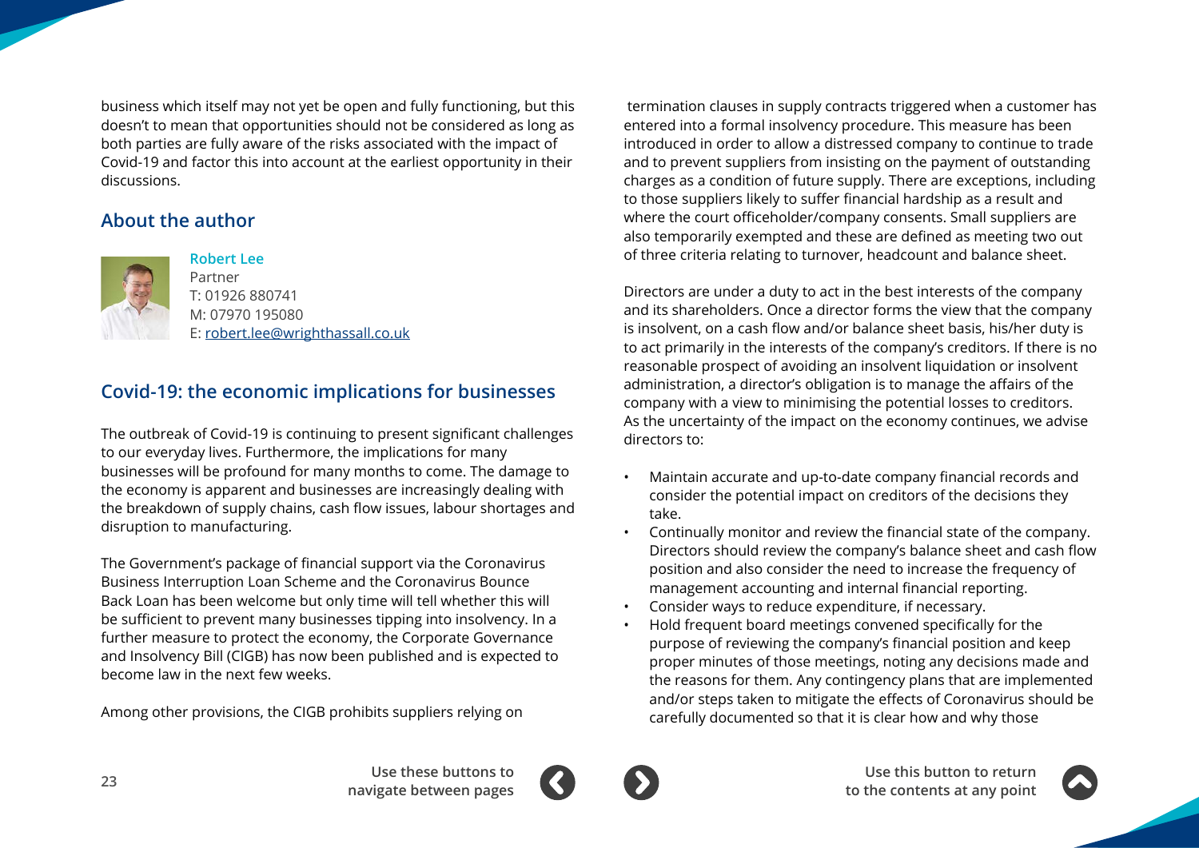business which itself may not yet be open and fully functioning, but this doesn't to mean that opportunities should not be considered as long as both parties are fully aware of the risks associated with the impact of Covid-19 and factor this into account at the earliest opportunity in their discussions.

## About the author

**Robert Lee**
Partner
T: 01926 880741
M: 07970 195080
E: robert.lee@wrighthassall.co.uk

## Covid-19: the economic implications for businesses

The outbreak of Covid-19 is continuing to present significant challenges to our everyday lives. Furthermore, the implications for many businesses will be profound for many months to come. The damage to the economy is apparent and businesses are increasingly dealing with the breakdown of supply chains, cash flow issues, labour shortages and disruption to manufacturing.

The Government's package of financial support via the Coronavirus Business Interruption Loan Scheme and the Coronavirus Bounce Back Loan has been welcome but only time will tell whether this will be sufficient to prevent many businesses tipping into insolvency. In a further measure to protect the economy, the Corporate Governance and Insolvency Bill (CIGB) has now been published and is expected to become law in the next few weeks.

Among other provisions, the CIGB prohibits suppliers relying on termination clauses in supply contracts triggered when a customer has entered into a formal insolvency procedure. This measure has been introduced in order to allow a distressed company to continue to trade and to prevent suppliers from insisting on the payment of outstanding charges as a condition of future supply. There are exceptions, including to those suppliers likely to suffer financial hardship as a result and where the court officeholder/company consents. Small suppliers are also temporarily exempted and these are defined as meeting two out of three criteria relating to turnover, headcount and balance sheet.

Directors are under a duty to act in the best interests of the company and its shareholders. Once a director forms the view that the company is insolvent, on a cash flow and/or balance sheet basis, his/her duty is to act primarily in the interests of the company's creditors. If there is no reasonable prospect of avoiding an insolvent liquidation or insolvent administration, a director's obligation is to manage the affairs of the company with a view to minimising the potential losses to creditors. As the uncertainty of the impact on the economy continues, we advise directors to:

- Maintain accurate and up-to-date company financial records and consider the potential impact on creditors of the decisions they take.
- Continually monitor and review the financial state of the company. Directors should review the company's balance sheet and cash flow position and also consider the need to increase the frequency of management accounting and internal financial reporting.
- Consider ways to reduce expenditure, if necessary.
- Hold frequent board meetings convened specifically for the purpose of reviewing the company's financial position and keep proper minutes of those meetings, noting any decisions made and the reasons for them. Any contingency plans that are implemented and/or steps taken to mitigate the effects of Coronavirus should be carefully documented so that it is clear how and why those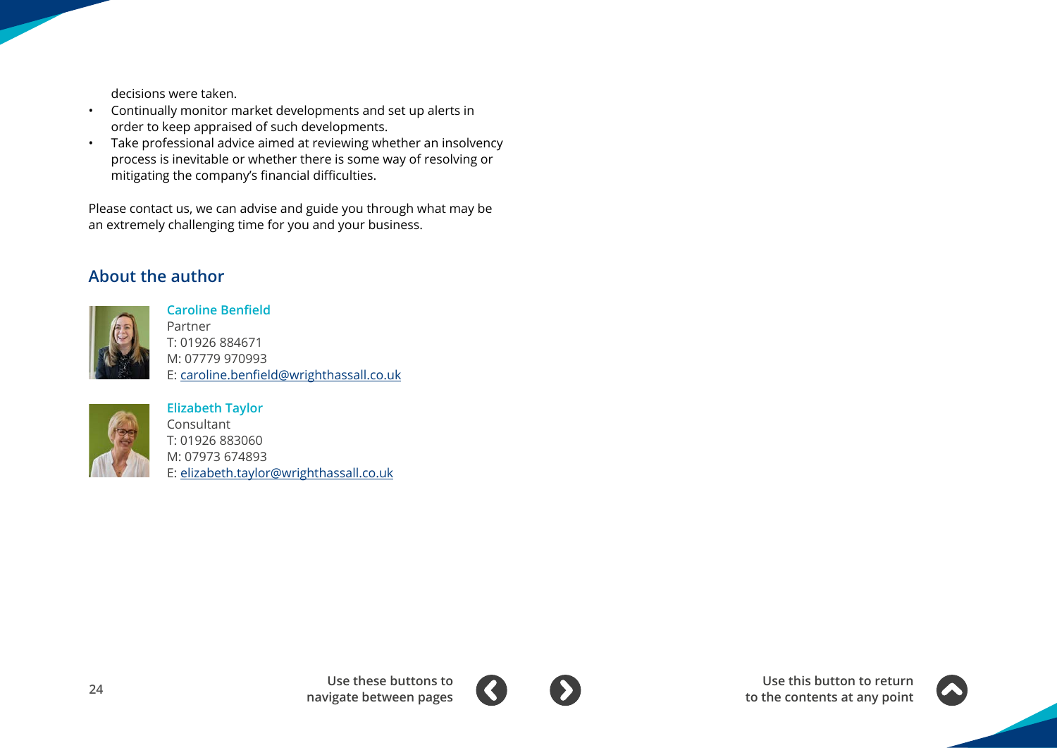decisions were taken.

- Continually monitor market developments and set up alerts in order to keep appraised of such developments.
- Take professional advice aimed at reviewing whether an insolvency process is inevitable or whether there is some way of resolving or mitigating the company's financial difficulties.

Please contact us, we can advise and guide you through what may be an extremely challenging time for you and your business.

## About the author

**Caroline Benfield**
Partner
T: 01926 884671
M: 07779 970993
E: caroline.benfield@wrighthassall.co.uk

**Elizabeth Taylor**
Consultant
T: 01926 883060
M: 07973 674893
E: elizabeth.taylor@wrighthassall.co.uk

Use these buttons to navigate between pages

Use this button to return to the contents at any point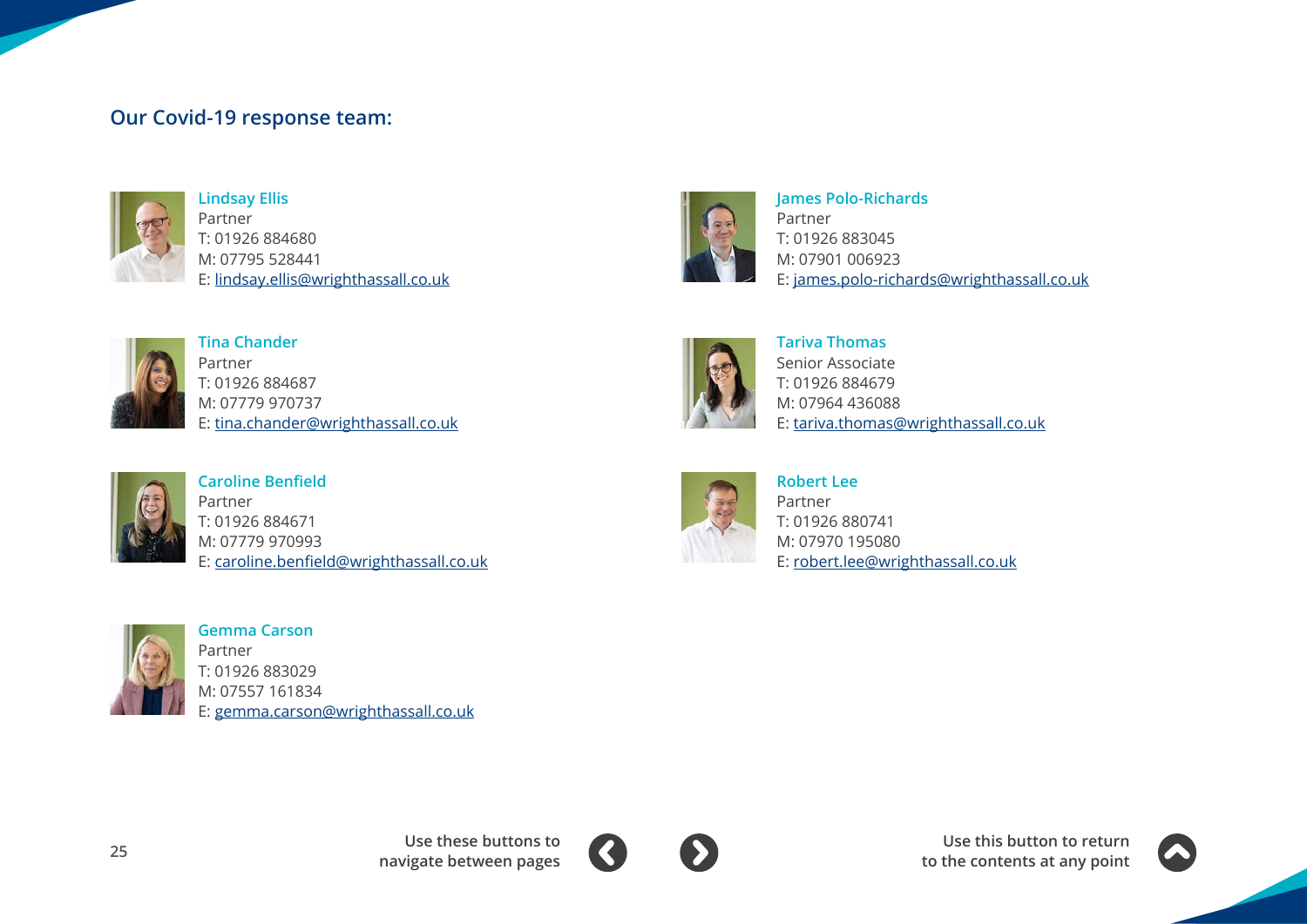## Our Covid-19 response team:

**Lindsay Ellis**
Partner
T: 01926 884680
M: 07795 528441
E: lindsay.ellis@wrighthassall.co.uk

**James Polo-Richards**
Partner
T: 01926 883045
M: 07901 006923
E: james.polo-richards@wrighthassall.co.uk

**Tina Chander**
Partner
T: 01926 884687
M: 07779 970737
E: tina.chander@wrighthassall.co.uk

**Tariva Thomas**
Senior Associate
T: 01926 884679
M: 07964 436088
E: tariva.thomas@wrighthassall.co.uk

**Caroline Benfield**
Partner
T: 01926 884671
M: 07779 970993
E: caroline.benfield@wrighthassall.co.uk

**Robert Lee**
Partner
T: 01926 880741
M: 07970 195080
E: robert.lee@wrighthassall.co.uk

**Gemma Carson**
Partner
T: 01926 883029
M: 07557 161834
E: gemma.carson@wrighthassall.co.uk

Use these buttons to navigate between pages

Use this button to return to the contents at any point